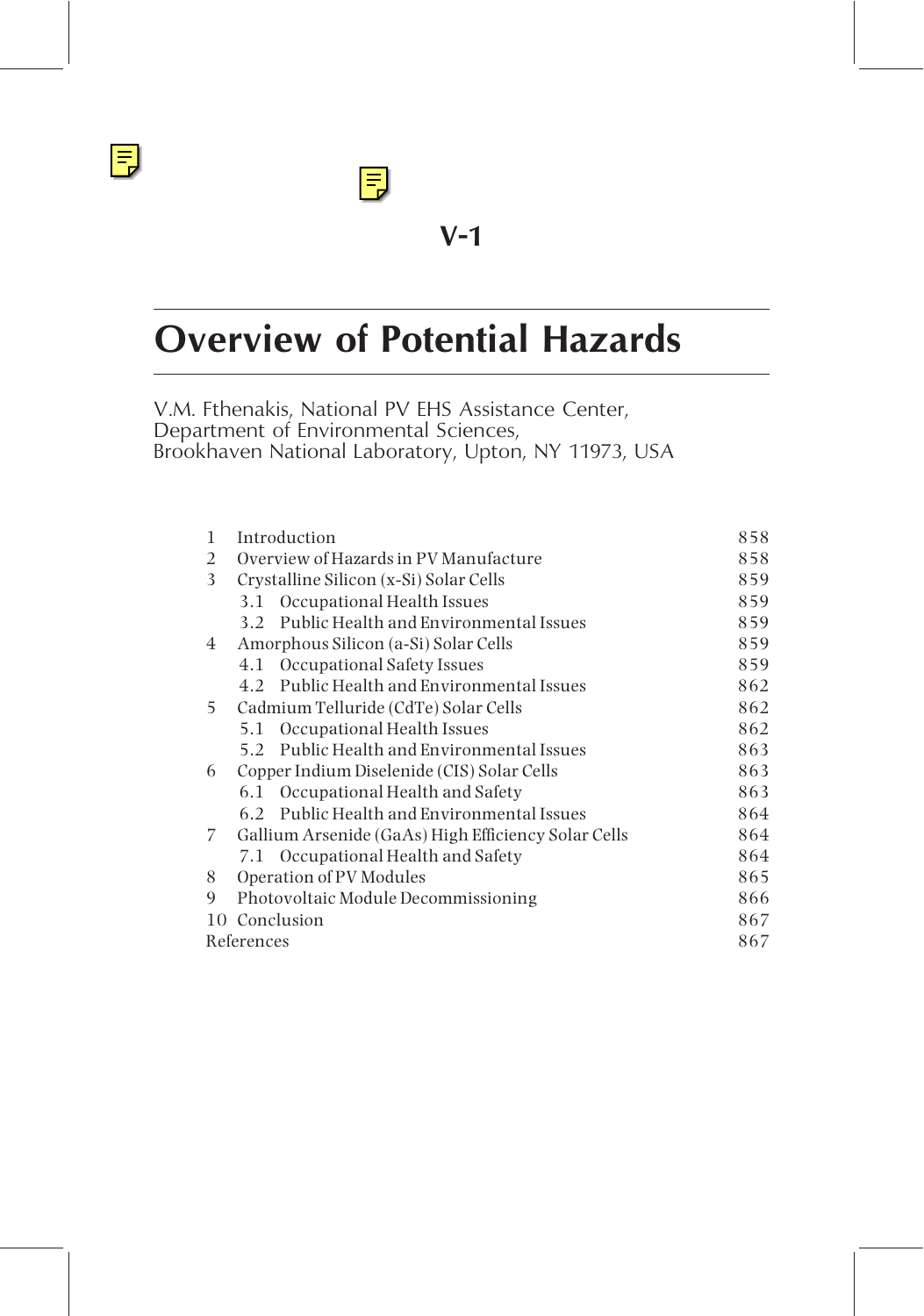V-1

# Overview of Potential Hazards

V.M. Fthenakis, National PV EHS Assistance Center,
Department of Environmental Sciences,
Brookhaven National Laboratory, Upton, NY 11973, USA

| | | |
|---|---|---|
| 1 | Introduction | 858 |
| 2 | Overview of Hazards in PV Manufacture | 858 |
| 3 | Crystalline Silicon (x-Si) Solar Cells | 859 |
| | 3.1 Occupational Health Issues | 859 |
| | 3.2 Public Health and Environmental Issues | 859 |
| 4 | Amorphous Silicon (a-Si) Solar Cells | 859 |
| | 4.1 Occupational Safety Issues | 859 |
| | 4.2 Public Health and Environmental Issues | 862 |
| 5 | Cadmium Telluride (CdTe) Solar Cells | 862 |
| | 5.1 Occupational Health Issues | 862 |
| | 5.2 Public Health and Environmental Issues | 863 |
| 6 | Copper Indium Diselenide (CIS) Solar Cells | 863 |
| | 6.1 Occupational Health and Safety | 863 |
| | 6.2 Public Health and Environmental Issues | 864 |
| 7 | Gallium Arsenide (GaAs) High Efficiency Solar Cells | 864 |
| | 7.1 Occupational Health and Safety | 864 |
| 8 | Operation of PV Modules | 865 |
| 9 | Photovoltaic Module Decommissioning | 866 |
| 10 | Conclusion | 867 |
| | References | 867 |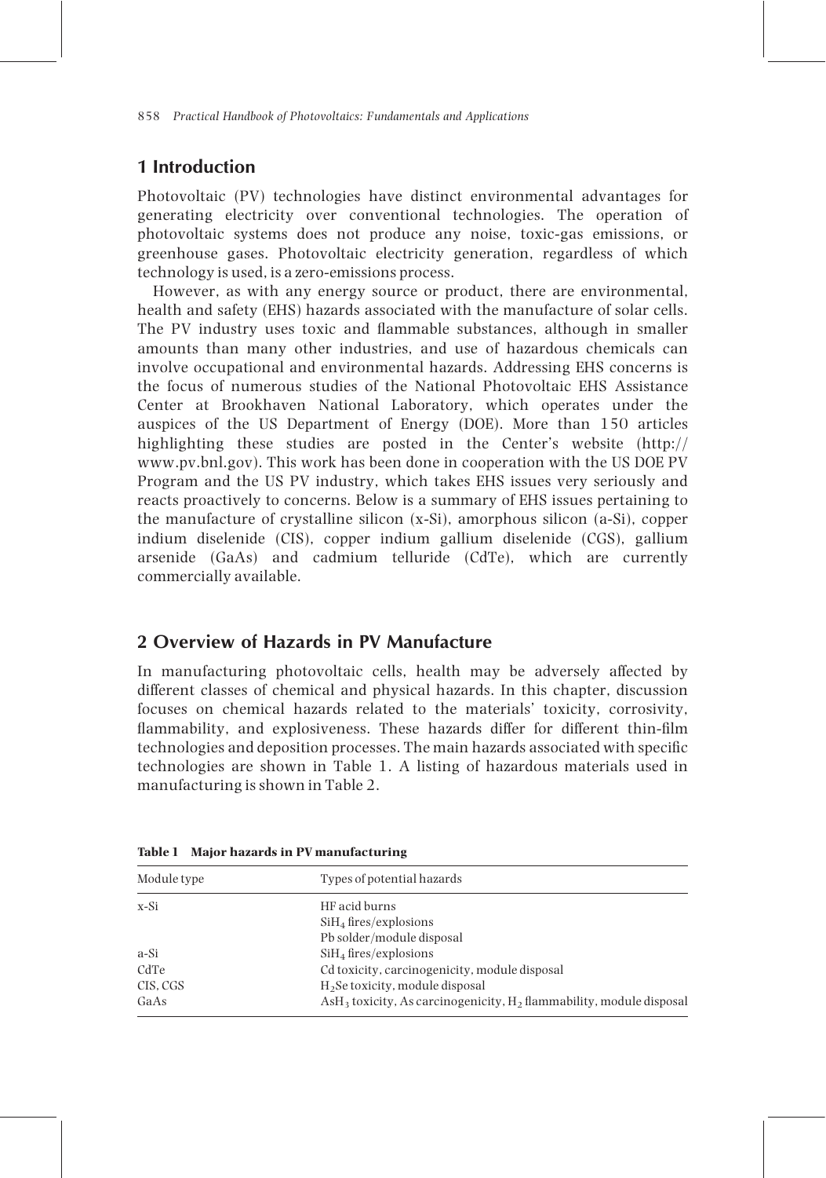## 1 Introduction

Photovoltaic (PV) technologies have distinct environmental advantages for generating electricity over conventional technologies. The operation of photovoltaic systems does not produce any noise, toxic-gas emissions, or greenhouse gases. Photovoltaic electricity generation, regardless of which technology is used, is a zero-emissions process.

However, as with any energy source or product, there are environmental, health and safety (EHS) hazards associated with the manufacture of solar cells. The PV industry uses toxic and flammable substances, although in smaller amounts than many other industries, and use of hazardous chemicals can involve occupational and environmental hazards. Addressing EHS concerns is the focus of numerous studies of the National Photovoltaic EHS Assistance Center at Brookhaven National Laboratory, which operates under the auspices of the US Department of Energy (DOE). More than 150 articles highlighting these studies are posted in the Center's website (http://www.pv.bnl.gov). This work has been done in cooperation with the US DOE PV Program and the US PV industry, which takes EHS issues very seriously and reacts proactively to concerns. Below is a summary of EHS issues pertaining to the manufacture of crystalline silicon (x-Si), amorphous silicon (a-Si), copper indium diselenide (CIS), copper indium gallium diselenide (CGS), gallium arsenide (GaAs) and cadmium telluride (CdTe), which are currently commercially available.

## 2 Overview of Hazards in PV Manufacture

In manufacturing photovoltaic cells, health may be adversely affected by different classes of chemical and physical hazards. In this chapter, discussion focuses on chemical hazards related to the materials' toxicity, corrosivity, flammability, and explosiveness. These hazards differ for different thin-film technologies and deposition processes. The main hazards associated with specific technologies are shown in Table 1. A listing of hazardous materials used in manufacturing is shown in Table 2.

**Table 1 Major hazards in PV manufacturing**

| Module type | Types of potential hazards |
|---|---|
| x-Si | HF acid burns<br>$SiH_4$ fires/explosions<br>Pb solder/module disposal |
| a-Si | $SiH_4$ fires/explosions |
| CdTe | Cd toxicity, carcinogenicity, module disposal |
| CIS, CGS | $H_2Se$ toxicity, module disposal |
| GaAs | $AsH_3$ toxicity, As carcinogenicity, $H_2$ flammability, module disposal |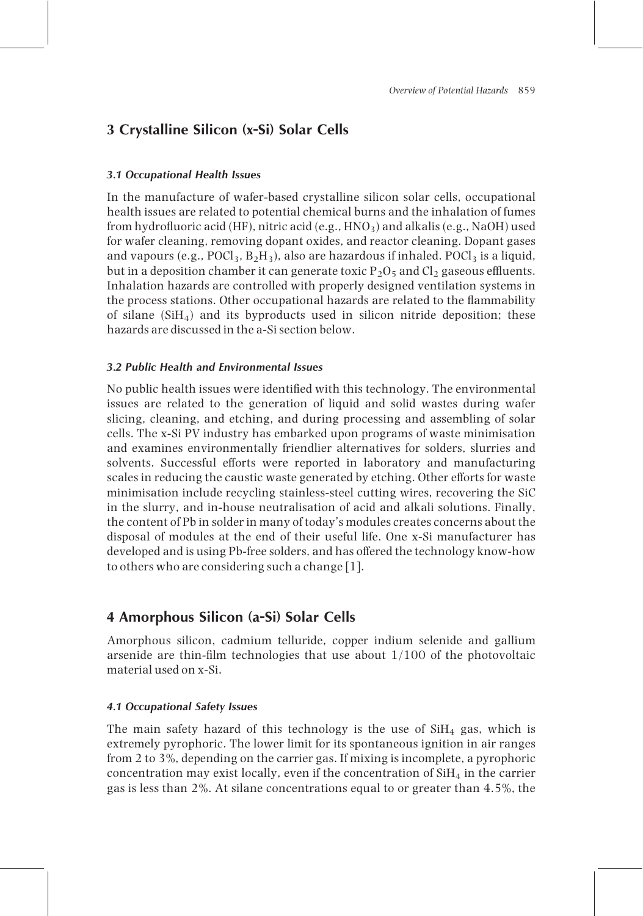## 3 Crystalline Silicon (x-Si) Solar Cells

### *3.1 Occupational Health Issues*

In the manufacture of wafer-based crystalline silicon solar cells, occupational health issues are related to potential chemical burns and the inhalation of fumes from hydrofluoric acid (HF), nitric acid (e.g., $HNO_3$) and alkalis (e.g., NaOH) used for wafer cleaning, removing dopant oxides, and reactor cleaning. Dopant gases and vapours (e.g., $POCl_3$, $B_2H_3$), also are hazardous if inhaled. $POCl_3$ is a liquid, but in a deposition chamber it can generate toxic $P_2O_5$ and $Cl_2$ gaseous effluents. Inhalation hazards are controlled with properly designed ventilation systems in the process stations. Other occupational hazards are related to the flammability of silane ($SiH_4$) and its byproducts used in silicon nitride deposition; these hazards are discussed in the a-Si section below.

### *3.2 Public Health and Environmental Issues*

No public health issues were identified with this technology. The environmental issues are related to the generation of liquid and solid wastes during wafer slicing, cleaning, and etching, and during processing and assembling of solar cells. The x-Si PV industry has embarked upon programs of waste minimisation and examines environmentally friendlier alternatives for solders, slurries and solvents. Successful efforts were reported in laboratory and manufacturing scales in reducing the caustic waste generated by etching. Other efforts for waste minimisation include recycling stainless-steel cutting wires, recovering the SiC in the slurry, and in-house neutralisation of acid and alkali solutions. Finally, the content of Pb in solder in many of today's modules creates concerns about the disposal of modules at the end of their useful life. One x-Si manufacturer has developed and is using Pb-free solders, and has offered the technology know-how to others who are considering such a change [1].

## 4 Amorphous Silicon (a-Si) Solar Cells

Amorphous silicon, cadmium telluride, copper indium selenide and gallium arsenide are thin-film technologies that use about 1/100 of the photovoltaic material used on x-Si.

### *4.1 Occupational Safety Issues*

The main safety hazard of this technology is the use of $SiH_4$ gas, which is extremely pyrophoric. The lower limit for its spontaneous ignition in air ranges from 2 to 3%, depending on the carrier gas. If mixing is incomplete, a pyrophoric concentration may exist locally, even if the concentration of $SiH_4$ in the carrier gas is less than 2%. At silane concentrations equal to or greater than 4.5%, the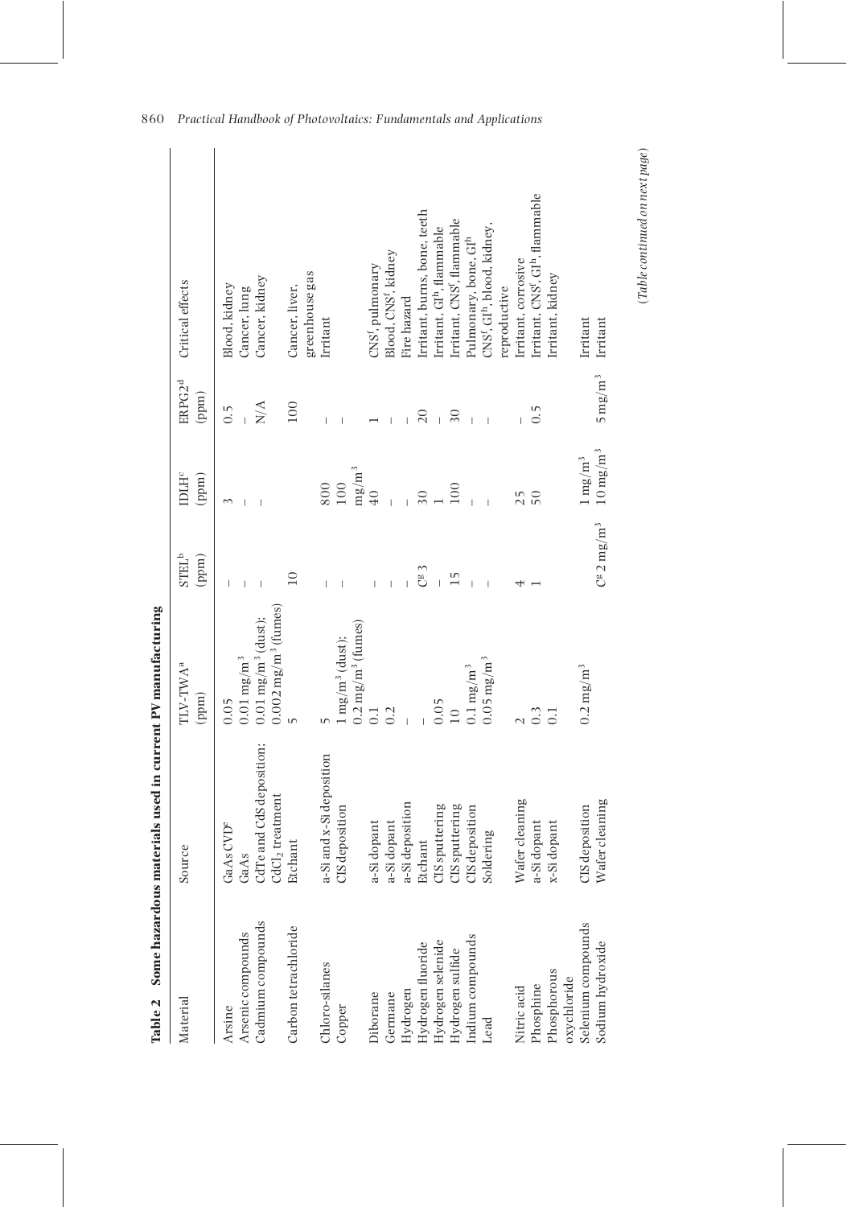**Table 2 Some hazardous materials used in current PV manufacturing**

| Material | Source | TLV-TWA[a] (ppm) | STEL[b] (ppm) | IDLH[c] (ppm) | ERPG2[d] (ppm) | Critical effects |
|---|---|---|---|---|---|---|
| Arsine | GaAs CVD[e] | 0.05 | – | 3 | 0.5 | Blood, kidney |
| Arsenic compounds | GaAs | 0.01 mg/m$^3$ | – | – | – | Cancer, lung |
| Cadmium compounds | CdTe and CdS deposition; $CdCl_2$ treatment | 0.01 mg/m$^3$ (dust); 0.002 mg/m$^3$ (fumes) | – | – | N/A | Cancer, kidney |
| Carbon tetrachloride | Etchant | 5 | 10 | | 100 | Cancer, liver, greenhouse gas |
| Chloro-silanes | a-Si and x-Si deposition | 5 | – | 800 | – | Irritant |
| Copper | CIS deposition | 1 mg/m$^3$ (dust); 0.2 mg/m$^3$ (fumes) | – | 100 mg/m$^3$ | – | |
| Diborane | a-Si dopant | 0.1 | – | 40 | 1 | CNS[f], pulmonary |
| Germane | a-Si dopant | 0.2 | – | – | – | Blood, CNS[f], kidney |
| Hydrogen | a-Si deposition | – | – | – | – | Fire hazard |
| Hydrogen fluoride | Etchant | – | C[g] 3 | 30 | 20 | Irritant, burns, bone, teeth |
| Hydrogen selenide | CIS sputtering | 0.05 | – | 1 | – | Irritant, GI[h], flammable |
| Hydrogen sulfide | CIS sputtering | 10 | 15 | 100 | 30 | Irritant, CNS[f], flammable |
| Indium compounds | CIS deposition | 0.1 mg/m$^3$ | – | – | – | Pulmonary, bone, GI[h] |
| Lead | Soldering | 0.05 mg/m$^3$ | – | – | – | CNS[f], GI[h], blood, kidney, reproductive |
| Nitric acid | Wafer cleaning | 2 | 4 | 25 | – | Irritant, corrosive |
| Phosphine | a-Si dopant | 0.3 | 1 | 50 | 0.5 | Irritant, CNS[f], GI[h], flammable |
| Phosphorous oxychloride | x-Si dopant | 0.1 | | | | Irritant, kidney |
| Selenium compounds | CIS deposition | 0.2 mg/m$^3$ | | 1 mg/m$^3$ | | Irritant |
| Sodium hydroxide | Wafer cleaning | | C[g] 2 mg/m$^3$ | 10 mg/m$^3$ | 5 mg/m$^3$ | Irritant |

*(Table continued on next page)*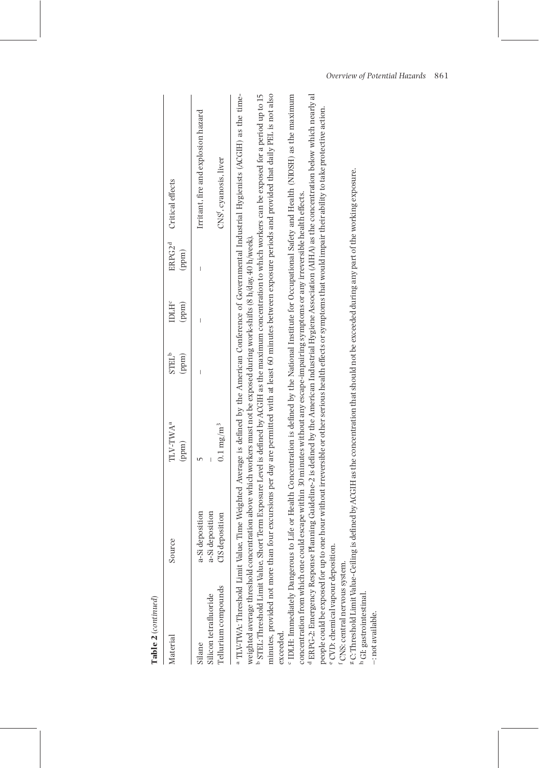**Table 2** *(continued)*

| Material | Source | TLV-TWA[a] (ppm) | STEL[b] (ppm) | IDLH[c] (ppm) | ERPG2[d] (ppm) | Critical effects |
|---|---|---|---|---|---|---|
| Silane | a-Si deposition | 5 | – | – | – | Irritant, fire and explosion hazard |
| Silicon tetrafluoride | a-Si deposition | – | | | | |
| Tellurium compounds | CIS deposition | 0.1 mg/m$^3$ | | | | CNS[f], cyanosis, liver |

[a] TLV-TWA: Threshold Limit Value, Time Weighted Average is defined by the American Conference of Governmental Industrial Hygienists (ACGIH) as the time-weighted average threshold concentration above which workers must not be exposed during work-shifts (8 h/day, 40 h/week).

[b] STEL: Threshold Limit Value, Short Term Exposure Level is defined by ACGIH as the maximum concentration to which workers can be exposed for a period up to 15 minutes, provided not more than four excursions per day are permitted with at least 60 minutes between exposure periods and provided that daily PEL is not also exceeded.

[c] IDLH: Immediately Dangerous to Life or Health Concentration is defined by the National Institute for Occupational Safety and Health (NIOSH) as the maximum concentration from which one could escape within 30 minutes without any escape-impairing symptoms or any irreversible health effects.

[d] ERPG-2: Emergency Response Planning Guideline-2 is defined by the American Industrial Hygiene Association (AIHA) as the concentration below which nearly al people could be exposed for up to one hour without irreversible or other serious health effects or symptoms that would impair their ability to take protective action.

[e] CVD: chemical vapour deposition.

[f] CNS: central nervous system.

[g] C: Threshold Limit Value-Ceiling is defined by ACGIH as the concentration that should not be exceeded during any part of the working exposure.

[h] GI: gastrointestinal.

–: not available.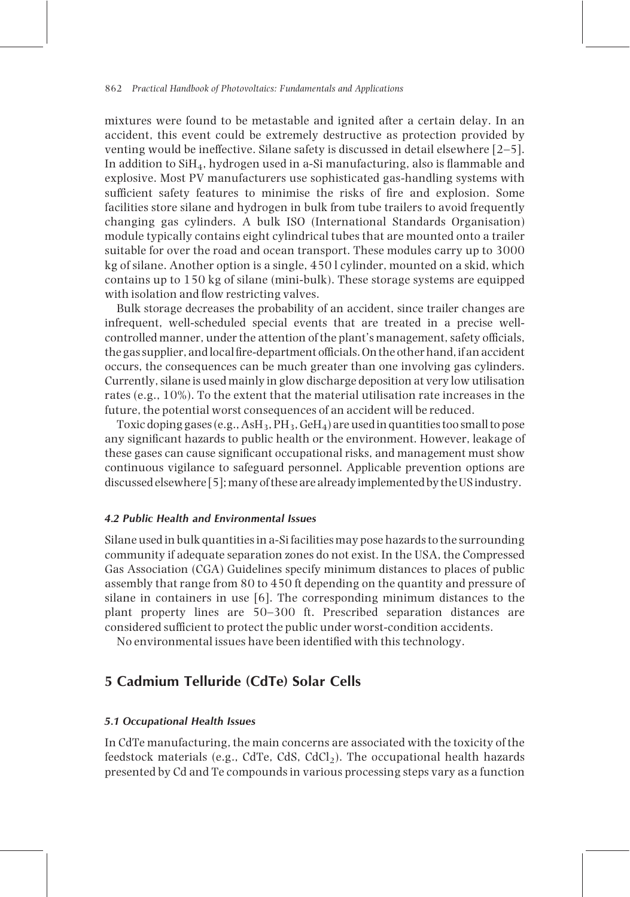mixtures were found to be metastable and ignited after a certain delay. In an accident, this event could be extremely destructive as protection provided by venting would be ineffective. Silane safety is discussed in detail elsewhere [2–5]. In addition to $SiH_4$, hydrogen used in a-Si manufacturing, also is flammable and explosive. Most PV manufacturers use sophisticated gas-handling systems with sufficient safety features to minimise the risks of fire and explosion. Some facilities store silane and hydrogen in bulk from tube trailers to avoid frequently changing gas cylinders. A bulk ISO (International Standards Organisation) module typically contains eight cylindrical tubes that are mounted onto a trailer suitable for over the road and ocean transport. These modules carry up to 3000 kg of silane. Another option is a single, 450 l cylinder, mounted on a skid, which contains up to 150 kg of silane (mini-bulk). These storage systems are equipped with isolation and flow restricting valves.

Bulk storage decreases the probability of an accident, since trailer changes are infrequent, well-scheduled special events that are treated in a precise well-controlled manner, under the attention of the plant's management, safety officials, the gas supplier, and local fire-department officials. On the other hand, if an accident occurs, the consequences can be much greater than one involving gas cylinders. Currently, silane is used mainly in glow discharge deposition at very low utilisation rates (e.g., 10%). To the extent that the material utilisation rate increases in the future, the potential worst consequences of an accident will be reduced.

Toxic doping gases (e.g., $AsH_3$, $PH_3$, $GeH_4$) are used in quantities too small to pose any significant hazards to public health or the environment. However, leakage of these gases can cause significant occupational risks, and management must show continuous vigilance to safeguard personnel. Applicable prevention options are discussed elsewhere [5]; many of these are already implemented by the US industry.

#### *4.2 Public Health and Environmental Issues*

Silane used in bulk quantities in a-Si facilities may pose hazards to the surrounding community if adequate separation zones do not exist. In the USA, the Compressed Gas Association (CGA) Guidelines specify minimum distances to places of public assembly that range from 80 to 450 ft depending on the quantity and pressure of silane in containers in use [6]. The corresponding minimum distances to the plant property lines are 50–300 ft. Prescribed separation distances are considered sufficient to protect the public under worst-condition accidents.

No environmental issues have been identified with this technology.

## 5 Cadmium Telluride (CdTe) Solar Cells

#### *5.1 Occupational Health Issues*

In CdTe manufacturing, the main concerns are associated with the toxicity of the feedstock materials (e.g., CdTe, CdS, $CdCl_2$). The occupational health hazards presented by Cd and Te compounds in various processing steps vary as a function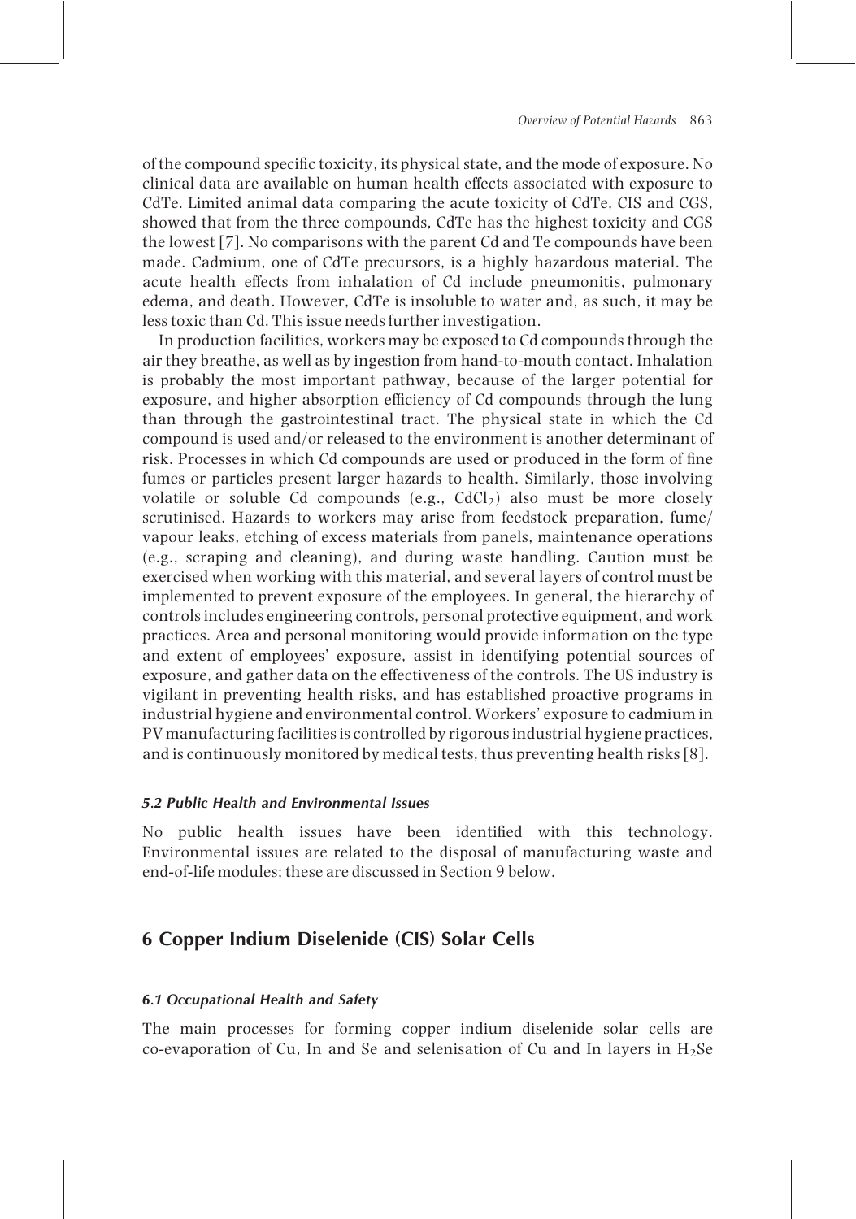of the compound specific toxicity, its physical state, and the mode of exposure. No clinical data are available on human health effects associated with exposure to CdTe. Limited animal data comparing the acute toxicity of CdTe, CIS and CGS, showed that from the three compounds, CdTe has the highest toxicity and CGS the lowest [7]. No comparisons with the parent Cd and Te compounds have been made. Cadmium, one of CdTe precursors, is a highly hazardous material. The acute health effects from inhalation of Cd include pneumonitis, pulmonary edema, and death. However, CdTe is insoluble to water and, as such, it may be less toxic than Cd. This issue needs further investigation.

In production facilities, workers may be exposed to Cd compounds through the air they breathe, as well as by ingestion from hand-to-mouth contact. Inhalation is probably the most important pathway, because of the larger potential for exposure, and higher absorption efficiency of Cd compounds through the lung than through the gastrointestinal tract. The physical state in which the Cd compound is used and/or released to the environment is another determinant of risk. Processes in which Cd compounds are used or produced in the form of fine fumes or particles present larger hazards to health. Similarly, those involving volatile or soluble Cd compounds (e.g., $CdCl_2$) also must be more closely scrutinised. Hazards to workers may arise from feedstock preparation, fume/vapour leaks, etching of excess materials from panels, maintenance operations (e.g., scraping and cleaning), and during waste handling. Caution must be exercised when working with this material, and several layers of control must be implemented to prevent exposure of the employees. In general, the hierarchy of controls includes engineering controls, personal protective equipment, and work practices. Area and personal monitoring would provide information on the type and extent of employees' exposure, assist in identifying potential sources of exposure, and gather data on the effectiveness of the controls. The US industry is vigilant in preventing health risks, and has established proactive programs in industrial hygiene and environmental control. Workers' exposure to cadmium in PV manufacturing facilities is controlled by rigorous industrial hygiene practices, and is continuously monitored by medical tests, thus preventing health risks [8].

### 5.2 Public Health and Environmental Issues

No public health issues have been identified with this technology. Environmental issues are related to the disposal of manufacturing waste and end-of-life modules; these are discussed in Section 9 below.

## 6 Copper Indium Diselenide (CIS) Solar Cells

### 6.1 Occupational Health and Safety

The main processes for forming copper indium diselenide solar cells are co-evaporation of Cu, In and Se and selenisation of Cu and In layers in $H_2Se$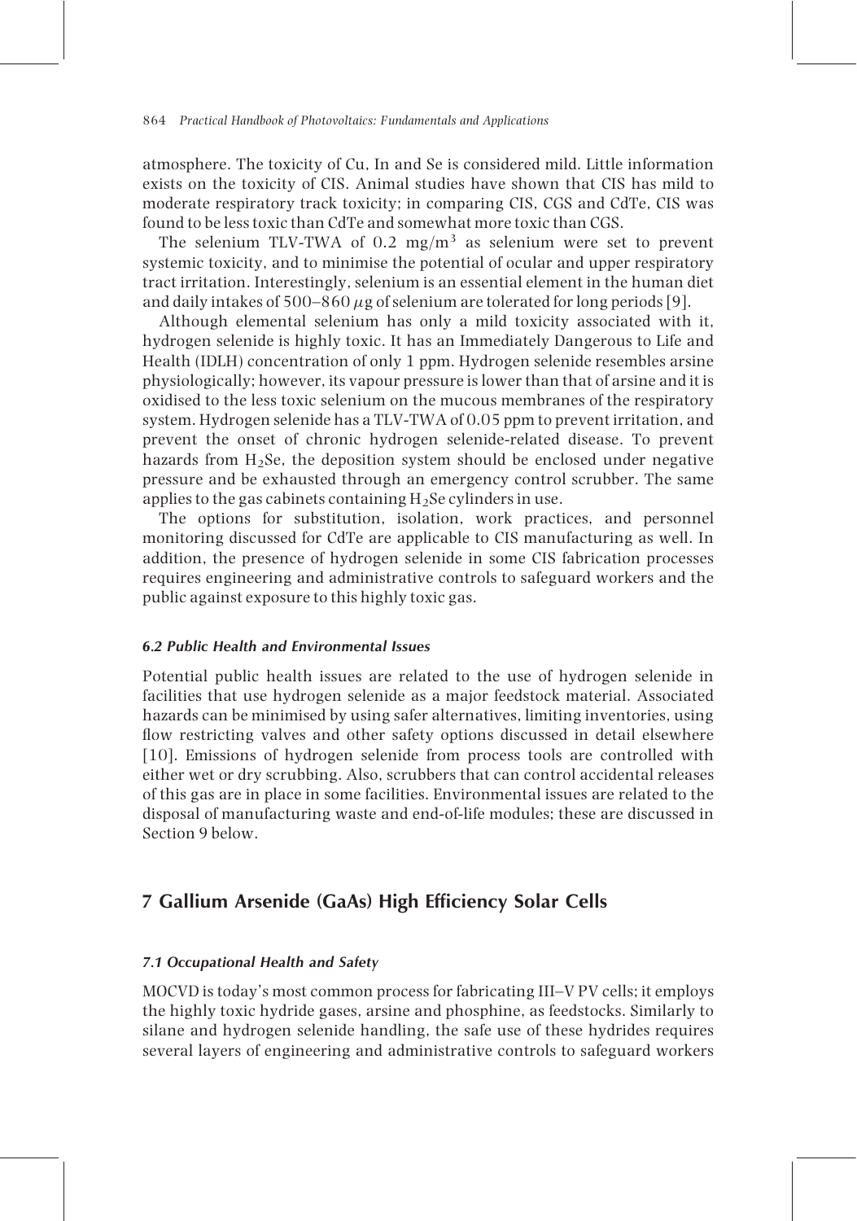atmosphere. The toxicity of Cu, In and Se is considered mild. Little information exists on the toxicity of CIS. Animal studies have shown that CIS has mild to moderate respiratory track toxicity; in comparing CIS, CGS and CdTe, CIS was found to be less toxic than CdTe and somewhat more toxic than CGS.

The selenium TLV-TWA of 0.2 mg/m$^3$ as selenium were set to prevent systemic toxicity, and to minimise the potential of ocular and upper respiratory tract irritation. Interestingly, selenium is an essential element in the human diet and daily intakes of 500–860 $\mu$g of selenium are tolerated for long periods [9].

Although elemental selenium has only a mild toxicity associated with it, hydrogen selenide is highly toxic. It has an Immediately Dangerous to Life and Health (IDLH) concentration of only 1 ppm. Hydrogen selenide resembles arsine physiologically; however, its vapour pressure is lower than that of arsine and it is oxidised to the less toxic selenium on the mucous membranes of the respiratory system. Hydrogen selenide has a TLV-TWA of 0.05 ppm to prevent irritation, and prevent the onset of chronic hydrogen selenide-related disease. To prevent hazards from $H_2Se$, the deposition system should be enclosed under negative pressure and be exhausted through an emergency control scrubber. The same applies to the gas cabinets containing $H_2Se$ cylinders in use.

The options for substitution, isolation, work practices, and personnel monitoring discussed for CdTe are applicable to CIS manufacturing as well. In addition, the presence of hydrogen selenide in some CIS fabrication processes requires engineering and administrative controls to safeguard workers and the public against exposure to this highly toxic gas.

### *6.2 Public Health and Environmental Issues*

Potential public health issues are related to the use of hydrogen selenide in facilities that use hydrogen selenide as a major feedstock material. Associated hazards can be minimised by using safer alternatives, limiting inventories, using flow restricting valves and other safety options discussed in detail elsewhere [10]. Emissions of hydrogen selenide from process tools are controlled with either wet or dry scrubbing. Also, scrubbers that can control accidental releases of this gas are in place in some facilities. Environmental issues are related to the disposal of manufacturing waste and end-of-life modules; these are discussed in Section 9 below.

## 7 Gallium Arsenide (GaAs) High Efficiency Solar Cells

### *7.1 Occupational Health and Safety*

MOCVD is today's most common process for fabricating III–V PV cells; it employs the highly toxic hydride gases, arsine and phosphine, as feedstocks. Similarly to silane and hydrogen selenide handling, the safe use of these hydrides requires several layers of engineering and administrative controls to safeguard workers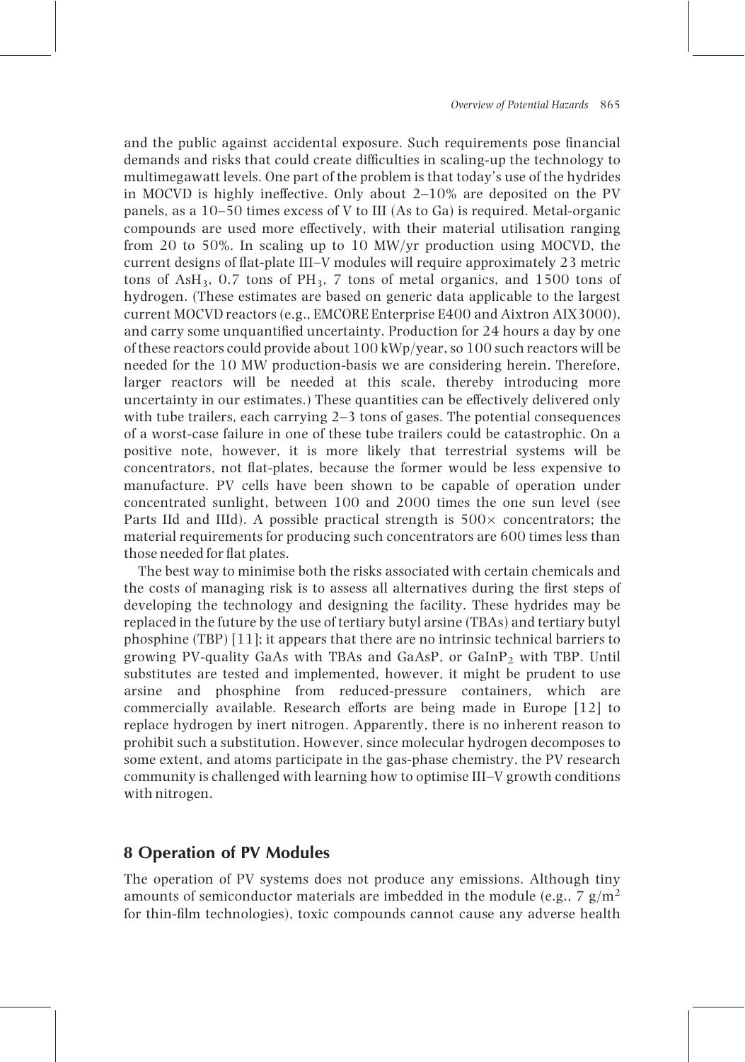and the public against accidental exposure. Such requirements pose financial demands and risks that could create difficulties in scaling-up the technology to multimegawatt levels. One part of the problem is that today's use of the hydrides in MOCVD is highly ineffective. Only about 2–10% are deposited on the PV panels, as a 10–50 times excess of V to III (As to Ga) is required. Metal-organic compounds are used more effectively, with their material utilisation ranging from 20 to 50%. In scaling up to 10 MW/yr production using MOCVD, the current designs of flat-plate III–V modules will require approximately 23 metric tons of $AsH_3$, 0.7 tons of $PH_3$, 7 tons of metal organics, and 1500 tons of hydrogen. (These estimates are based on generic data applicable to the largest current MOCVD reactors (e.g., EMCORE Enterprise E400 and Aixtron AIX3000), and carry some unquantified uncertainty. Production for 24 hours a day by one of these reactors could provide about 100 kWp/year, so 100 such reactors will be needed for the 10 MW production-basis we are considering herein. Therefore, larger reactors will be needed at this scale, thereby introducing more uncertainty in our estimates.) These quantities can be effectively delivered only with tube trailers, each carrying 2–3 tons of gases. The potential consequences of a worst-case failure in one of these tube trailers could be catastrophic. On a positive note, however, it is more likely that terrestrial systems will be concentrators, not flat-plates, because the former would be less expensive to manufacture. PV cells have been shown to be capable of operation under concentrated sunlight, between 100 and 2000 times the one sun level (see Parts IId and IIId). A possible practical strength is 500× concentrators; the material requirements for producing such concentrators are 600 times less than those needed for flat plates.

The best way to minimise both the risks associated with certain chemicals and the costs of managing risk is to assess all alternatives during the first steps of developing the technology and designing the facility. These hydrides may be replaced in the future by the use of tertiary butyl arsine (TBAs) and tertiary butyl phosphine (TBP) [11]; it appears that there are no intrinsic technical barriers to growing PV-quality GaAs with TBAs and GaAsP, or $GaInP_2$ with TBP. Until substitutes are tested and implemented, however, it might be prudent to use arsine and phosphine from reduced-pressure containers, which are commercially available. Research efforts are being made in Europe [12] to replace hydrogen by inert nitrogen. Apparently, there is no inherent reason to prohibit such a substitution. However, since molecular hydrogen decomposes to some extent, and atoms participate in the gas-phase chemistry, the PV research community is challenged with learning how to optimise III–V growth conditions with nitrogen.

## 8 Operation of PV Modules

The operation of PV systems does not produce any emissions. Although tiny amounts of semiconductor materials are imbedded in the module (e.g., 7 $g/m^2$ for thin-film technologies), toxic compounds cannot cause any adverse health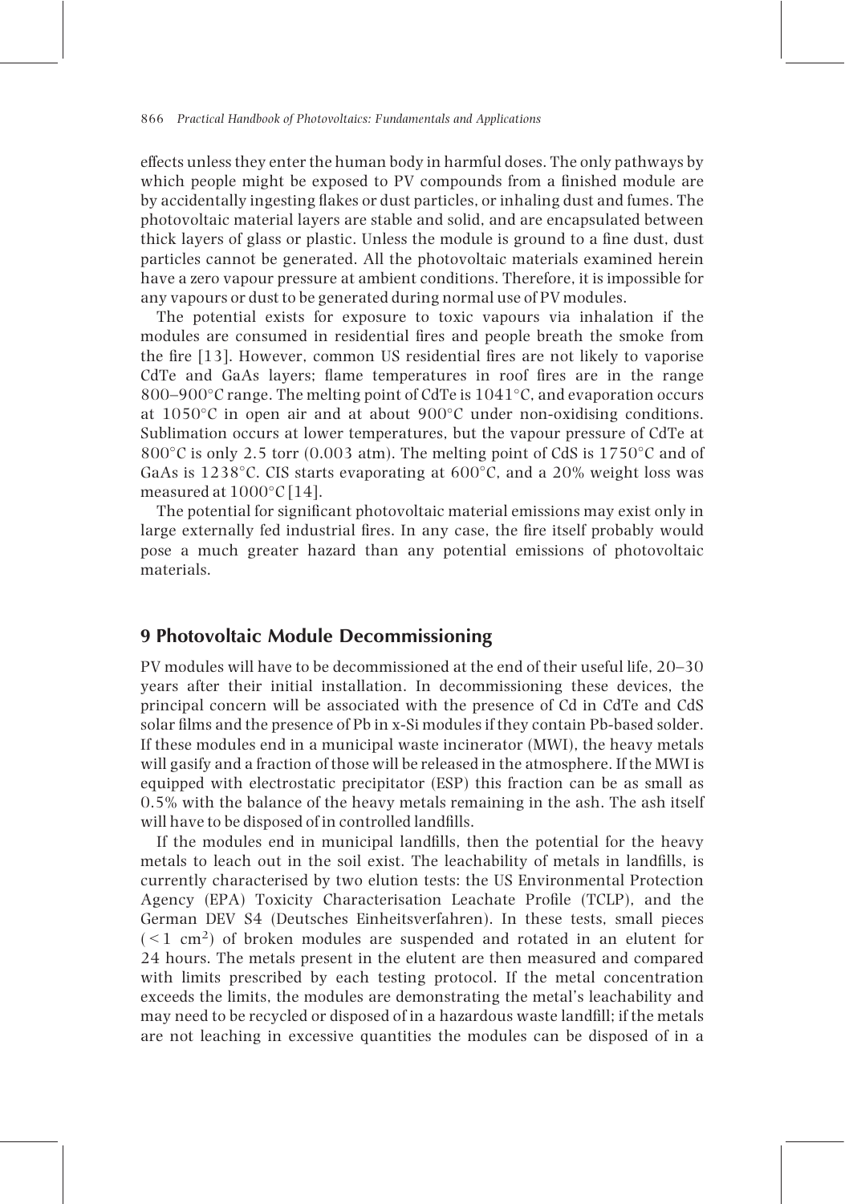effects unless they enter the human body in harmful doses. The only pathways by which people might be exposed to PV compounds from a finished module are by accidentally ingesting flakes or dust particles, or inhaling dust and fumes. The photovoltaic material layers are stable and solid, and are encapsulated between thick layers of glass or plastic. Unless the module is ground to a fine dust, dust particles cannot be generated. All the photovoltaic materials examined herein have a zero vapour pressure at ambient conditions. Therefore, it is impossible for any vapours or dust to be generated during normal use of PV modules.

The potential exists for exposure to toxic vapours via inhalation if the modules are consumed in residential fires and people breath the smoke from the fire [13]. However, common US residential fires are not likely to vaporise CdTe and GaAs layers; flame temperatures in roof fires are in the range 800–900°C range. The melting point of CdTe is 1041°C, and evaporation occurs at 1050°C in open air and at about 900°C under non-oxidising conditions. Sublimation occurs at lower temperatures, but the vapour pressure of CdTe at 800°C is only 2.5 torr (0.003 atm). The melting point of CdS is 1750°C and of GaAs is 1238°C. CIS starts evaporating at 600°C, and a 20% weight loss was measured at 1000°C [14].

The potential for significant photovoltaic material emissions may exist only in large externally fed industrial fires. In any case, the fire itself probably would pose a much greater hazard than any potential emissions of photovoltaic materials.

## 9 Photovoltaic Module Decommissioning

PV modules will have to be decommissioned at the end of their useful life, 20–30 years after their initial installation. In decommissioning these devices, the principal concern will be associated with the presence of Cd in CdTe and CdS solar films and the presence of Pb in x-Si modules if they contain Pb-based solder. If these modules end in a municipal waste incinerator (MWI), the heavy metals will gasify and a fraction of those will be released in the atmosphere. If the MWI is equipped with electrostatic precipitator (ESP) this fraction can be as small as 0.5% with the balance of the heavy metals remaining in the ash. The ash itself will have to be disposed of in controlled landfills.

If the modules end in municipal landfills, then the potential for the heavy metals to leach out in the soil exist. The leachability of metals in landfills, is currently characterised by two elution tests: the US Environmental Protection Agency (EPA) Toxicity Characterisation Leachate Profile (TCLP), and the German DEV S4 (Deutsches Einheitsverfahren). In these tests, small pieces ($<1$ cm$^2$) of broken modules are suspended and rotated in an elutent for 24 hours. The metals present in the elutent are then measured and compared with limits prescribed by each testing protocol. If the metal concentration exceeds the limits, the modules are demonstrating the metal's leachability and may need to be recycled or disposed of in a hazardous waste landfill; if the metals are not leaching in excessive quantities the modules can be disposed of in a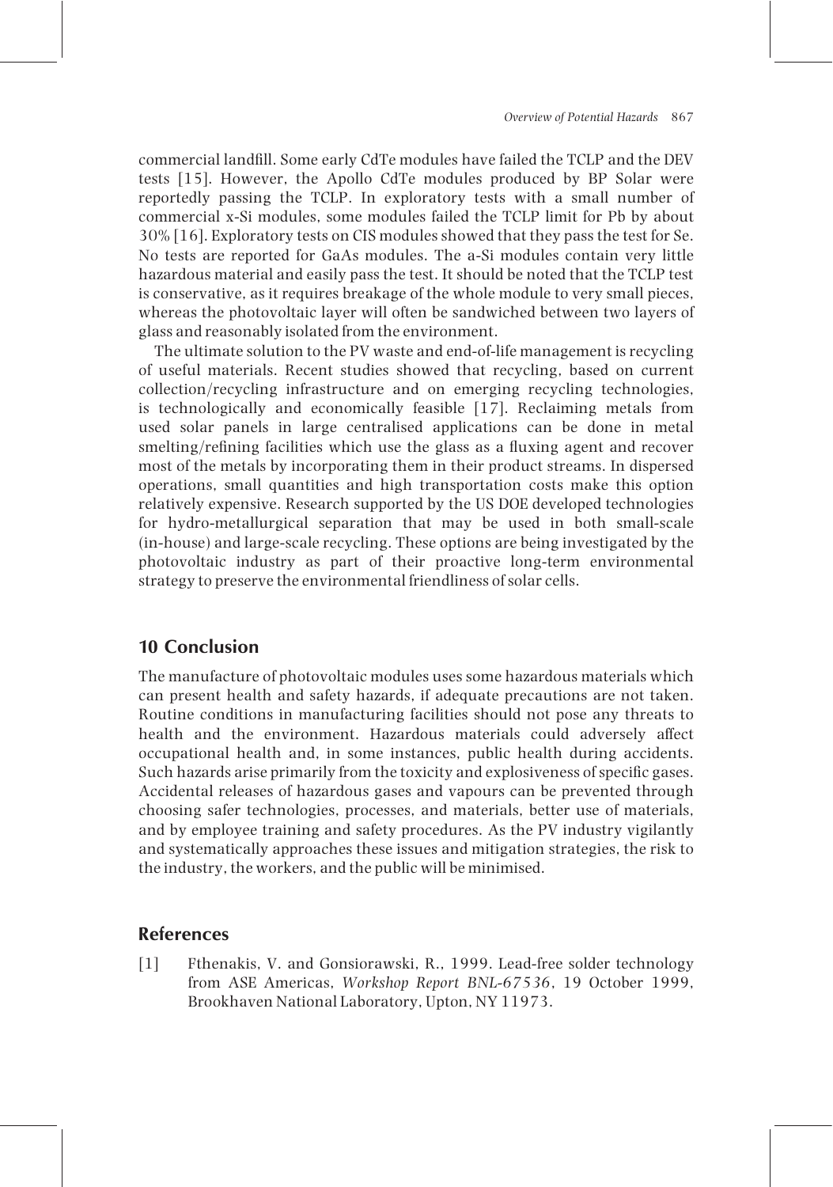commercial landfill. Some early CdTe modules have failed the TCLP and the DEV tests [15]. However, the Apollo CdTe modules produced by BP Solar were reportedly passing the TCLP. In exploratory tests with a small number of commercial x-Si modules, some modules failed the TCLP limit for Pb by about 30% [16]. Exploratory tests on CIS modules showed that they pass the test for Se. No tests are reported for GaAs modules. The a-Si modules contain very little hazardous material and easily pass the test. It should be noted that the TCLP test is conservative, as it requires breakage of the whole module to very small pieces, whereas the photovoltaic layer will often be sandwiched between two layers of glass and reasonably isolated from the environment.

The ultimate solution to the PV waste and end-of-life management is recycling of useful materials. Recent studies showed that recycling, based on current collection/recycling infrastructure and on emerging recycling technologies, is technologically and economically feasible [17]. Reclaiming metals from used solar panels in large centralised applications can be done in metal smelting/refining facilities which use the glass as a fluxing agent and recover most of the metals by incorporating them in their product streams. In dispersed operations, small quantities and high transportation costs make this option relatively expensive. Research supported by the US DOE developed technologies for hydro-metallurgical separation that may be used in both small-scale (in-house) and large-scale recycling. These options are being investigated by the photovoltaic industry as part of their proactive long-term environmental strategy to preserve the environmental friendliness of solar cells.

## 10 Conclusion

The manufacture of photovoltaic modules uses some hazardous materials which can present health and safety hazards, if adequate precautions are not taken. Routine conditions in manufacturing facilities should not pose any threats to health and the environment. Hazardous materials could adversely affect occupational health and, in some instances, public health during accidents. Such hazards arise primarily from the toxicity and explosiveness of specific gases. Accidental releases of hazardous gases and vapours can be prevented through choosing safer technologies, processes, and materials, better use of materials, and by employee training and safety procedures. As the PV industry vigilantly and systematically approaches these issues and mitigation strategies, the risk to the industry, the workers, and the public will be minimised.

## References

[1] Fthenakis, V. and Gonsiorawski, R., 1999. Lead-free solder technology from ASE Americas, *Workshop Report BNL-67536*, 19 October 1999, Brookhaven National Laboratory, Upton, NY 11973.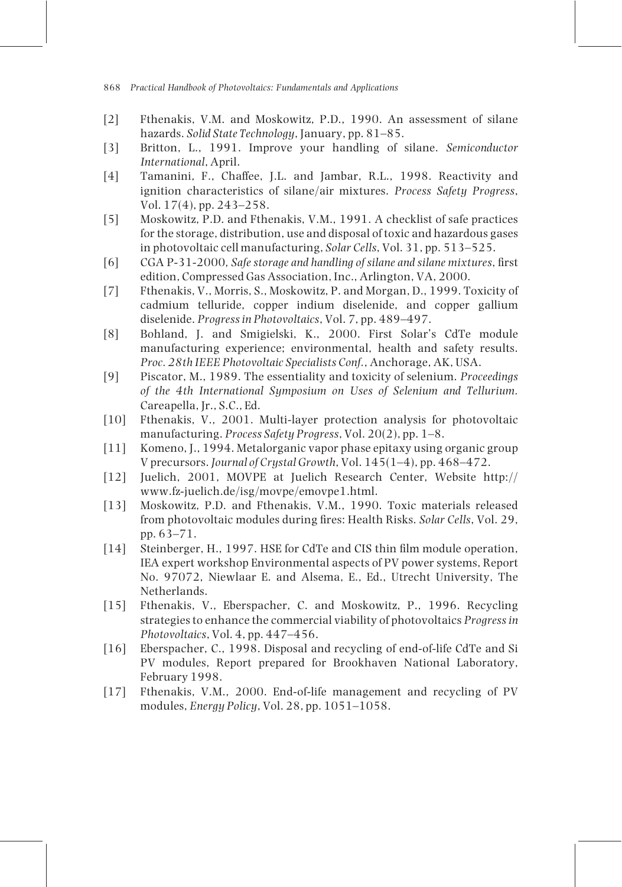[2] Fthenakis, V.M. and Moskowitz, P.D., 1990. An assessment of silane hazards. *Solid State Technology*, January, pp. 81–85.

[3] Britton, L., 1991. Improve your handling of silane. *Semiconductor International*, April.

[4] Tamanini, F., Chaffee, J.L. and Jambar, R.L., 1998. Reactivity and ignition characteristics of silane/air mixtures. *Process Safety Progress*, Vol. 17(4), pp. 243–258.

[5] Moskowitz, P.D. and Fthenakis, V.M., 1991. A checklist of safe practices for the storage, distribution, use and disposal of toxic and hazardous gases in photovoltaic cell manufacturing, *Solar Cells*, Vol. 31, pp. 513–525.

[6] CGA P-31-2000, *Safe storage and handling of silane and silane mixtures*, first edition, Compressed Gas Association, Inc., Arlington, VA, 2000.

[7] Fthenakis, V., Morris, S., Moskowitz, P. and Morgan, D., 1999. Toxicity of cadmium telluride, copper indium diselenide, and copper gallium diselenide. *Progress in Photovoltaics*, Vol. 7, pp. 489–497.

[8] Bohland, J. and Smigielski, K., 2000. First Solar's CdTe module manufacturing experience; environmental, health and safety results. *Proc. 28th IEEE Photovoltaic Specialists Conf.*, Anchorage, AK, USA.

[9] Piscator, M., 1989. The essentiality and toxicity of selenium. *Proceedings of the 4th International Symposium on Uses of Selenium and Tellurium.* Careapella, Jr., S.C., Ed.

[10] Fthenakis, V., 2001. Multi-layer protection analysis for photovoltaic manufacturing. *Process Safety Progress*, Vol. 20(2), pp. 1–8.

[11] Komeno, J., 1994. Metalorganic vapor phase epitaxy using organic group V precursors. *Journal of Crystal Growth*, Vol. 145(1–4), pp. 468–472.

[12] Juelich, 2001, MOVPE at Juelich Research Center, Website http://www.fz-juelich.de/isg/movpe/emovpe1.html.

[13] Moskowitz, P.D. and Fthenakis, V.M., 1990. Toxic materials released from photovoltaic modules during fires: Health Risks. *Solar Cells*, Vol. 29, pp. 63–71.

[14] Steinberger, H., 1997. HSE for CdTe and CIS thin film module operation, IEA expert workshop Environmental aspects of PV power systems, Report No. 97072, Niewlaar E. and Alsema, E., Ed., Utrecht University, The Netherlands.

[15] Fthenakis, V., Eberspacher, C. and Moskowitz, P., 1996. Recycling strategies to enhance the commercial viability of photovoltaics *Progress in Photovoltaics*, Vol. 4, pp. 447–456.

[16] Eberspacher, C., 1998. Disposal and recycling of end-of-life CdTe and Si PV modules, Report prepared for Brookhaven National Laboratory, February 1998.

[17] Fthenakis, V.M., 2000. End-of-life management and recycling of PV modules, *Energy Policy*, Vol. 28, pp. 1051–1058.